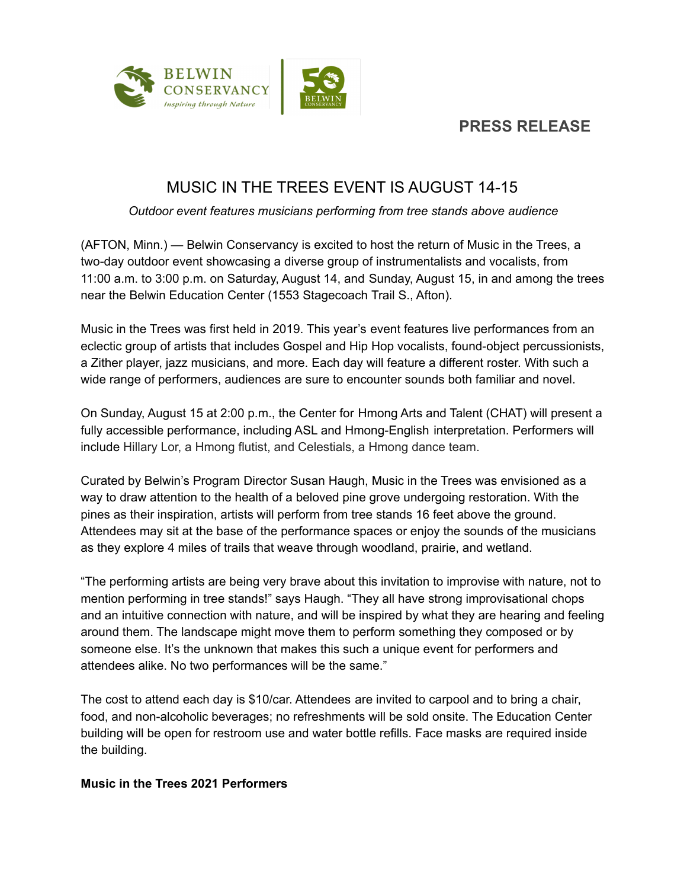BELWIN CONSERVANCY
*Inspiring through Nature*

## PRESS RELEASE

# MUSIC IN THE TREES EVENT IS AUGUST 14-15

*Outdoor event features musicians performing from tree stands above audience*

(AFTON, Minn.) — Belwin Conservancy is excited to host the return of Music in the Trees, a two-day outdoor event showcasing a diverse group of instrumentalists and vocalists, from 11:00 a.m. to 3:00 p.m. on Saturday, August 14, and Sunday, August 15, in and among the trees near the Belwin Education Center (1553 Stagecoach Trail S., Afton).

Music in the Trees was first held in 2019. This year's event features live performances from an eclectic group of artists that includes Gospel and Hip Hop vocalists, found-object percussionists, a Zither player, jazz musicians, and more. Each day will feature a different roster. With such a wide range of performers, audiences are sure to encounter sounds both familiar and novel.

On Sunday, August 15 at 2:00 p.m., the Center for Hmong Arts and Talent (CHAT) will present a fully accessible performance, including ASL and Hmong-English interpretation. Performers will include Hillary Lor, a Hmong flutist, and Celestials, a Hmong dance team.

Curated by Belwin's Program Director Susan Haugh, Music in the Trees was envisioned as a way to draw attention to the health of a beloved pine grove undergoing restoration. With the pines as their inspiration, artists will perform from tree stands 16 feet above the ground. Attendees may sit at the base of the performance spaces or enjoy the sounds of the musicians as they explore 4 miles of trails that weave through woodland, prairie, and wetland.

"The performing artists are being very brave about this invitation to improvise with nature, not to mention performing in tree stands!" says Haugh. "They all have strong improvisational chops and an intuitive connection with nature, and will be inspired by what they are hearing and feeling around them. The landscape might move them to perform something they composed or by someone else. It's the unknown that makes this such a unique event for performers and attendees alike. No two performances will be the same."

The cost to attend each day is $10/car. Attendees are invited to carpool and to bring a chair, food, and non-alcoholic beverages; no refreshments will be sold onsite. The Education Center building will be open for restroom use and water bottle refills. Face masks are required inside the building.

**Music in the Trees 2021 Performers**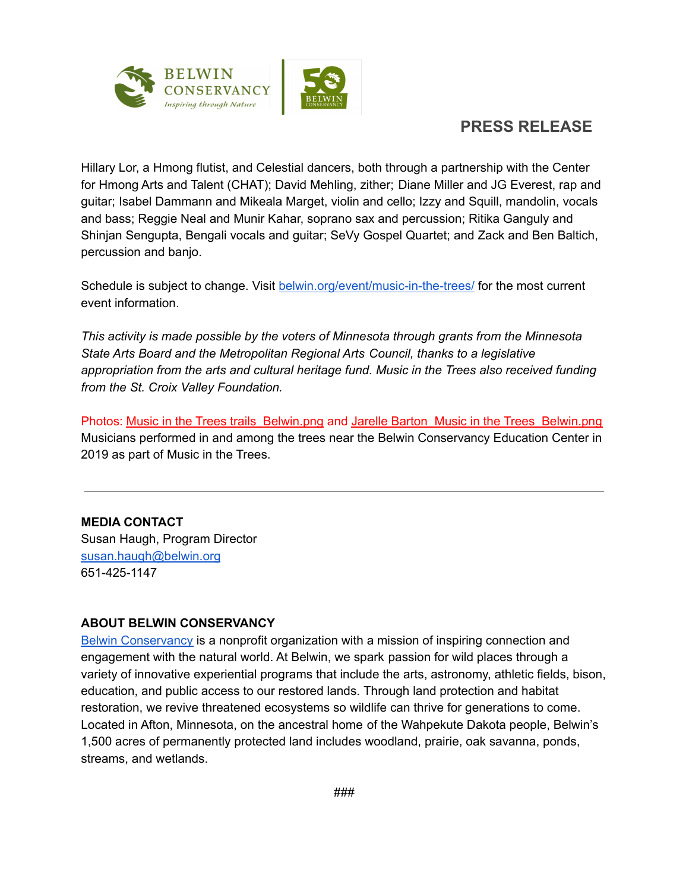**PRESS RELEASE**

Hillary Lor, a Hmong flutist, and Celestial dancers, both through a partnership with the Center for Hmong Arts and Talent (CHAT); David Mehling, zither; Diane Miller and JG Everest, rap and guitar; Isabel Dammann and Mikeala Marget, violin and cello; Izzy and Squill, mandolin, vocals and bass; Reggie Neal and Munir Kahar, soprano sax and percussion; Ritika Ganguly and Shinjan Sengupta, Bengali vocals and guitar; SeVy Gospel Quartet; and Zack and Ben Baltich, percussion and banjo.

Schedule is subject to change. Visit belwin.org/event/music-in-the-trees/ for the most current event information.

*This activity is made possible by the voters of Minnesota through grants from the Minnesota State Arts Board and the Metropolitan Regional Arts Council, thanks to a legislative appropriation from the arts and cultural heritage fund. Music in the Trees also received funding from the St. Croix Valley Foundation.*

Photos: Music in the Trees trails_Belwin.png and Jarelle Barton_Music in the Trees_Belwin.png
Musicians performed in and among the trees near the Belwin Conservancy Education Center in 2019 as part of Music in the Trees.

---

**MEDIA CONTACT**
Susan Haugh, Program Director
susan.haugh@belwin.org
651-425-1147

**ABOUT BELWIN CONSERVANCY**
Belwin Conservancy is a nonprofit organization with a mission of inspiring connection and engagement with the natural world. At Belwin, we spark passion for wild places through a variety of innovative experiential programs that include the arts, astronomy, athletic fields, bison, education, and public access to our restored lands. Through land protection and habitat restoration, we revive threatened ecosystems so wildlife can thrive for generations to come. Located in Afton, Minnesota, on the ancestral home of the Wahpekute Dakota people, Belwin's 1,500 acres of permanently protected land includes woodland, prairie, oak savanna, ponds, streams, and wetlands.

###